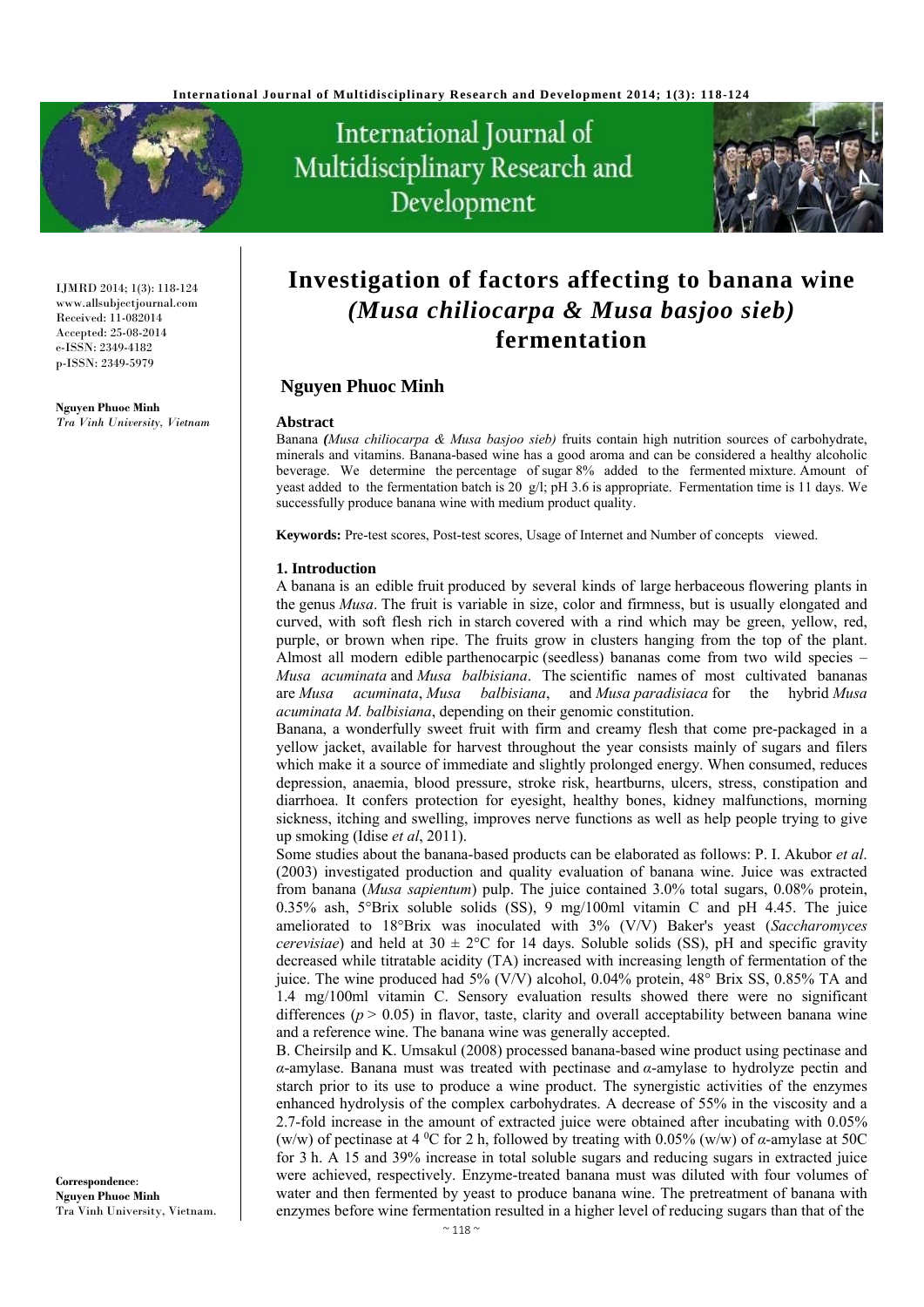IJMRD 2014; 1(3): 118-124
www.allsubjectjournal.com
Received: 11-082014
Accepted: 25-08-2014
e-ISSN: 2349-4182
p-ISSN: 2349-5979

**Nguyen Phuoc Minh**
*Tra Vinh University, Vietnam*

**Correspondence**:
**Nguyen Phuoc Minh**
Tra Vinh University, Vietnam.

# Investigation of factors affecting to banana wine *(Musa chiliocarpa & Musa basjoo sieb)* fermentation

**Nguyen Phuoc Minh**

## Abstract

Banana *(Musa chiliocarpa & Musa basjoo sieb)* fruits contain high nutrition sources of carbohydrate, minerals and vitamins. Banana-based wine has a good aroma and can be considered a healthy alcoholic beverage. We determine the percentage of sugar 8% added to the fermented mixture. Amount of yeast added to the fermentation batch is 20 g/l; pH 3.6 is appropriate. Fermentation time is 11 days. We successfully produce banana wine with medium product quality.

**Keywords:** Pre-test scores, Post-test scores, Usage of Internet and Number of concepts viewed.

## 1. Introduction

A banana is an edible fruit produced by several kinds of large herbaceous flowering plants in the genus *Musa*. The fruit is variable in size, color and firmness, but is usually elongated and curved, with soft flesh rich in starch covered with a rind which may be green, yellow, red, purple, or brown when ripe. The fruits grow in clusters hanging from the top of the plant. Almost all modern edible parthenocarpic (seedless) bananas come from two wild species – *Musa acuminata* and *Musa balbisiana*. The scientific names of most cultivated bananas are *Musa acuminata*, *Musa balbisiana*, and *Musa paradisiaca* for the hybrid *Musa acuminata M. balbisiana*, depending on their genomic constitution.

Banana, a wonderfully sweet fruit with firm and creamy flesh that come pre-packaged in a yellow jacket, available for harvest throughout the year consists mainly of sugars and filers which make it a source of immediate and slightly prolonged energy. When consumed, reduces depression, anaemia, blood pressure, stroke risk, heartburns, ulcers, stress, constipation and diarrhoea. It confers protection for eyesight, healthy bones, kidney malfunctions, morning sickness, itching and swelling, improves nerve functions as well as help people trying to give up smoking (Idise *et al*, 2011).

Some studies about the banana-based products can be elaborated as follows: P. I. Akubor *et al*. (2003) investigated production and quality evaluation of banana wine. Juice was extracted from banana (*Musa sapientum*) pulp. The juice contained 3.0% total sugars, 0.08% protein, 0.35% ash, 5°Brix soluble solids (SS), 9 mg/100ml vitamin C and pH 4.45. The juice ameliorated to 18°Brix was inoculated with 3% (V/V) Baker's yeast (*Saccharomyces cerevisiae*) and held at 30 ± 2°C for 14 days. Soluble solids (SS), pH and specific gravity decreased while titratable acidity (TA) increased with increasing length of fermentation of the juice. The wine produced had 5% (V/V) alcohol, 0.04% protein, 48° Brix SS, 0.85% TA and 1.4 mg/100ml vitamin C. Sensory evaluation results showed there were no significant differences ($p > 0.05$) in flavor, taste, clarity and overall acceptability between banana wine and a reference wine. The banana wine was generally accepted.

B. Cheirsilp and K. Umsakul (2008) processed banana-based wine product using pectinase and *α*-amylase. Banana must was treated with pectinase and *α*-amylase to hydrolyze pectin and starch prior to its use to produce a wine product. The synergistic activities of the enzymes enhanced hydrolysis of the complex carbohydrates. A decrease of 55% in the viscosity and a 2.7-fold increase in the amount of extracted juice were obtained after incubating with 0.05% (w/w) of pectinase at 4 $^0$C for 2 h, followed by treating with 0.05% (w/w) of *α*-amylase at 50C for 3 h. A 15 and 39% increase in total soluble sugars and reducing sugars in extracted juice were achieved, respectively. Enzyme-treated banana must was diluted with four volumes of water and then fermented by yeast to produce banana wine. The pretreatment of banana with enzymes before wine fermentation resulted in a higher level of reducing sugars than that of the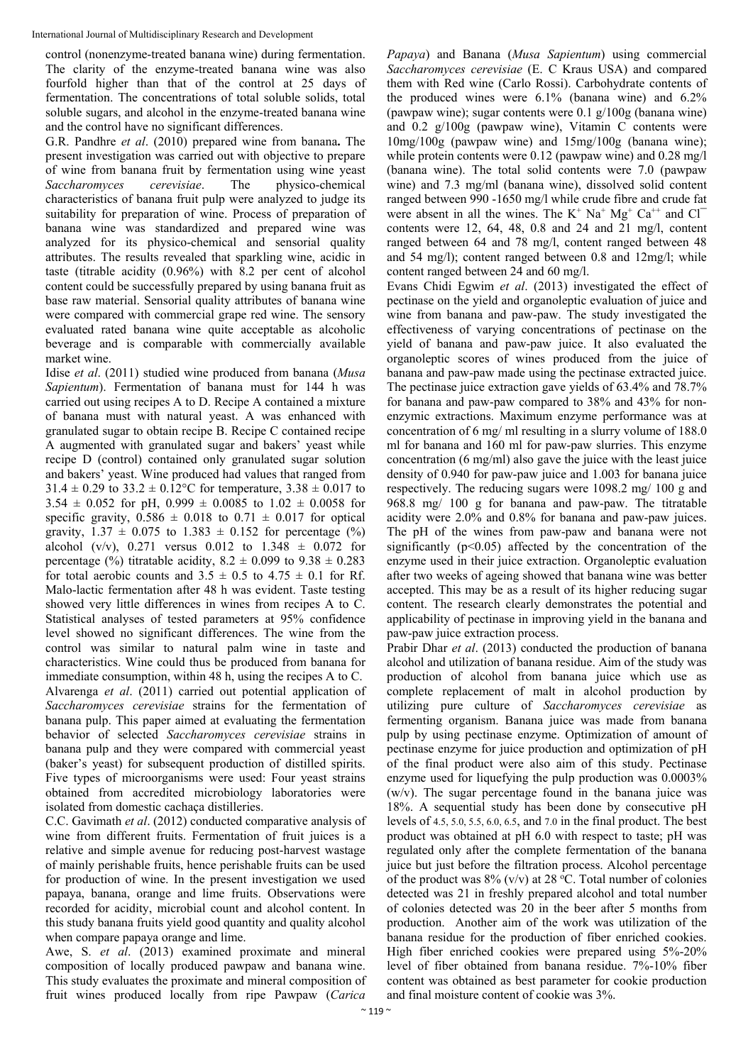control (nonenzyme-treated banana wine) during fermentation. The clarity of the enzyme-treated banana wine was also fourfold higher than that of the control at 25 days of fermentation. The concentrations of total soluble solids, total soluble sugars, and alcohol in the enzyme-treated banana wine and the control have no significant differences.

G.R. Pandhre *et al*. (2010) prepared wine from banana**.** The present investigation was carried out with objective to prepare of wine from banana fruit by fermentation using wine yeast *Saccharomyces cerevisiae*. The physico-chemical characteristics of banana fruit pulp were analyzed to judge its suitability for preparation of wine. Process of preparation of banana wine was standardized and prepared wine was analyzed for its physico-chemical and sensorial quality attributes. The results revealed that sparkling wine, acidic in taste (titrable acidity (0.96%) with 8.2 per cent of alcohol content could be successfully prepared by using banana fruit as base raw material. Sensorial quality attributes of banana wine were compared with commercial grape red wine. The sensory evaluated rated banana wine quite acceptable as alcoholic beverage and is comparable with commercially available market wine.

Idise *et al*. (2011) studied wine produced from banana (*Musa Sapientum*). Fermentation of banana must for 144 h was carried out using recipes A to D. Recipe A contained a mixture of banana must with natural yeast. A was enhanced with granulated sugar to obtain recipe B. Recipe C contained recipe A augmented with granulated sugar and bakers' yeast while recipe D (control) contained only granulated sugar solution and bakers' yeast. Wine produced had values that ranged from $31.4 \pm 0.29$ to $33.2 \pm 0.12$°C for temperature, $3.38 \pm 0.017$ to $3.54 \pm 0.052$ for pH, $0.999 \pm 0.0085$ to $1.02 \pm 0.0058$ for specific gravity, $0.586 \pm 0.018$ to $0.71 \pm 0.017$ for optical gravity, $1.37 \pm 0.075$ to $1.383 \pm 0.152$ for percentage (%) alcohol (v/v), 0.271 versus 0.012 to $1.348 \pm 0.072$ for percentage (%) titratable acidity, $8.2 \pm 0.099$ to $9.38 \pm 0.283$ for total aerobic counts and $3.5 \pm 0.5$ to $4.75 \pm 0.1$ for Rf. Malo-lactic fermentation after 48 h was evident. Taste testing showed very little differences in wines from recipes A to C. Statistical analyses of tested parameters at 95% confidence level showed no significant differences. The wine from the control was similar to natural palm wine in taste and characteristics. Wine could thus be produced from banana for immediate consumption, within 48 h, using the recipes A to C.

Alvarenga *et al*. (2011) carried out potential application of *Saccharomyces cerevisiae* strains for the fermentation of banana pulp. This paper aimed at evaluating the fermentation behavior of selected *Saccharomyces cerevisiae* strains in banana pulp and they were compared with commercial yeast (baker's yeast) for subsequent production of distilled spirits. Five types of microorganisms were used: Four yeast strains obtained from accredited microbiology laboratories were isolated from domestic cachaça distilleries.

C.C. Gavimath *et al*. (2012) conducted comparative analysis of wine from different fruits. Fermentation of fruit juices is a relative and simple avenue for reducing post-harvest wastage of mainly perishable fruits, hence perishable fruits can be used for production of wine. In the present investigation we used papaya, banana, orange and lime fruits. Observations were recorded for acidity, microbial count and alcohol content. In this study banana fruits yield good quantity and quality alcohol when compare papaya orange and lime.

Awe, S. *et al*. (2013) examined proximate and mineral composition of locally produced pawpaw and banana wine. This study evaluates the proximate and mineral composition of fruit wines produced locally from ripe Pawpaw (*Carica Papaya*) and Banana (*Musa Sapientum*) using commercial *Saccharomyces cerevisiae* (E. C Kraus USA) and compared them with Red wine (Carlo Rossi). Carbohydrate contents of the produced wines were 6.1% (banana wine) and 6.2% (pawpaw wine); sugar contents were 0.1 g/100g (banana wine) and 0.2 g/100g (pawpaw wine), Vitamin C contents were 10mg/100g (pawpaw wine) and 15mg/100g (banana wine); while protein contents were 0.12 (pawpaw wine) and 0.28 mg/l (banana wine). The total solid contents were 7.0 (pawpaw wine) and 7.3 mg/ml (banana wine), dissolved solid content ranged between 990 -1650 mg/l while crude fibre and crude fat were absent in all the wines. The $K^+$ $Na^+$ $Mg^+$ $Ca^{++}$ and $Cl^-$ contents were 12, 64, 48, 0.8 and 24 and 21 mg/l, content ranged between 64 and 78 mg/l, content ranged between 48 and 54 mg/l); content ranged between 0.8 and 12mg/l; while content ranged between 24 and 60 mg/l.

Evans Chidi Egwim *et al*. (2013) investigated the effect of pectinase on the yield and organoleptic evaluation of juice and wine from banana and paw-paw. The study investigated the effectiveness of varying concentrations of pectinase on the yield of banana and paw-paw juice. It also evaluated the organoleptic scores of wines produced from the juice of banana and paw-paw made using the pectinase extracted juice. The pectinase juice extraction gave yields of 63.4% and 78.7% for banana and paw-paw compared to 38% and 43% for non-enzymic extractions. Maximum enzyme performance was at concentration of 6 mg/ ml resulting in a slurry volume of 188.0 ml for banana and 160 ml for paw-paw slurries. This enzyme concentration (6 mg/ml) also gave the juice with the least juice density of 0.940 for paw-paw juice and 1.003 for banana juice respectively. The reducing sugars were 1098.2 mg/ 100 g and 968.8 mg/ 100 g for banana and paw-paw. The titratable acidity were 2.0% and 0.8% for banana and paw-paw juices. The pH of the wines from paw-paw and banana were not significantly ($p<0.05$) affected by the concentration of the enzyme used in their juice extraction. Organoleptic evaluation after two weeks of ageing showed that banana wine was better accepted. This may be as a result of its higher reducing sugar content. The research clearly demonstrates the potential and applicability of pectinase in improving yield in the banana and paw-paw juice extraction process.

Prabir Dhar *et al*. (2013) conducted the production of banana alcohol and utilization of banana residue. Aim of the study was production of alcohol from banana juice which use as complete replacement of malt in alcohol production by utilizing pure culture of *Saccharomyces cerevisiae* as fermenting organism. Banana juice was made from banana pulp by using pectinase enzyme. Optimization of amount of pectinase enzyme for juice production and optimization of pH of the final product were also aim of this study. Pectinase enzyme used for liquefying the pulp production was 0.0003% (w/v). The sugar percentage found in the banana juice was 18%. A sequential study has been done by consecutive pH levels of 4.5, 5.0, 5.5, 6.0, 6.5, and 7.0 in the final product. The best product was obtained at pH 6.0 with respect to taste; pH was regulated only after the complete fermentation of the banana juice but just before the filtration process. Alcohol percentage of the product was 8% (v/v) at 28 °C. Total number of colonies detected was 21 in freshly prepared alcohol and total number of colonies detected was 20 in the beer after 5 months from production. Another aim of the work was utilization of the banana residue for the production of fiber enriched cookies. High fiber enriched cookies were prepared using 5%-20% level of fiber obtained from banana residue. 7%-10% fiber content was obtained as best parameter for cookie production and final moisture content of cookie was 3%.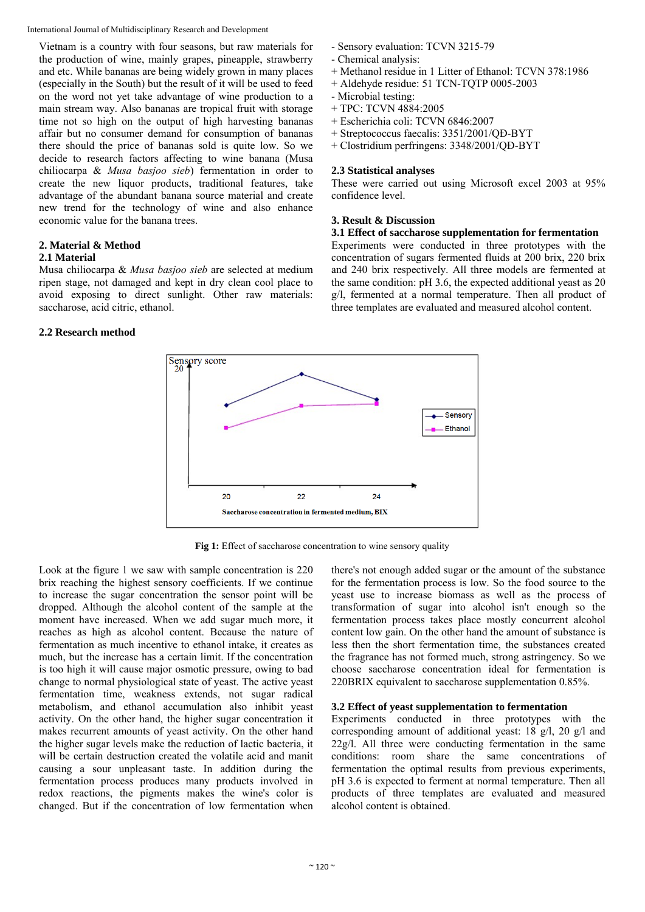Vietnam is a country with four seasons, but raw materials for the production of wine, mainly grapes, pineapple, strawberry and etc. While bananas are being widely grown in many places (especially in the South) but the result of it will be used to feed on the word not yet take advantage of wine production to a main stream way. Also bananas are tropical fruit with storage time not so high on the output of high harvesting bananas affair but no consumer demand for consumption of bananas there should the price of bananas sold is quite low. So we decide to research factors affecting to wine banana (Musa chiliocarpa & *Musa basjoo sieb*) fermentation in order to create the new liquor products, traditional features, take advantage of the abundant banana source material and create new trend for the technology of wine and also enhance economic value for the banana trees.

## 2. Material & Method

### 2.1 Material

Musa chiliocarpa & *Musa basjoo sieb* are selected at medium ripen stage, not damaged and kept in dry clean cool place to avoid exposing to direct sunlight. Other raw materials: saccharose, acid citric, ethanol.

### 2.2 Research method

- Sensory evaluation: TCVN 3215-79
- Chemical analysis:
  + Methanol residue in 1 Litter of Ethanol: TCVN 378:1986
  + Aldehyde residue: 51 TCN-TQTP 0005-2003
- Microbial testing:
  + TPC: TCVN 4884:2005
  + Escherichia coli: TCVN 6846:2007
  + Streptococcus faecalis: 3351/2001/QĐ-BYT
  + Clostridium perfringens: 3348/2001/QĐ-BYT

### 2.3 Statistical analyses

These were carried out using Microsoft excel 2003 at 95% confidence level.

## 3. Result & Discussion

### 3.1 Effect of saccharose supplementation for fermentation

Experiments were conducted in three prototypes with the concentration of sugars fermented fluids at 200 brix, 220 brix and 240 brix respectively. All three models are fermented at the same condition: pH 3.6, the expected additional yeast as 20 g/l, fermented at a normal temperature. Then all product of three templates are evaluated and measured alcohol content.

Sensory score

20

Sensory

Ethanol

20 22 24

Saccharose concentration in fermented medium, BIX

**Fig 1:** Effect of saccharose concentration to wine sensory quality

Look at the figure 1 we saw with sample concentration is 220 brix reaching the highest sensory coefficients. If we continue to increase the sugar concentration the sensor point will be dropped. Although the alcohol content of the sample at the moment have increased. When we add sugar much more, it reaches as high as alcohol content. Because the nature of fermentation as much incentive to ethanol intake, it creates as much, but the increase has a certain limit. If the concentration is too high it will cause major osmotic pressure, owing to bad change to normal physiological state of yeast. The active yeast fermentation time, weakness extends, not sugar radical metabolism, and ethanol accumulation also inhibit yeast activity. On the other hand, the higher sugar concentration it makes recurrent amounts of yeast activity. On the other hand the higher sugar levels make the reduction of lactic bacteria, it will be certain destruction created the volatile acid and manit causing a sour unpleasant taste. In addition during the fermentation process produces many products involved in redox reactions, the pigments makes the wine's color is changed. But if the concentration of low fermentation when there's not enough added sugar or the amount of the substance for the fermentation process is low. So the food source to the yeast use to increase biomass as well as the process of transformation of sugar into alcohol isn't enough so the fermentation process takes place mostly concurrent alcohol content low gain. On the other hand the amount of substance is less then the short fermentation time, the substances created the fragrance has not formed much, strong astringency. So we choose saccharose concentration ideal for fermentation is 220BRIX equivalent to saccharose supplementation 0.85%.

### 3.2 Effect of yeast supplementation to fermentation

Experiments conducted in three prototypes with the corresponding amount of additional yeast: 18 g/l, 20 g/l and 22g/l. All three were conducting fermentation in the same conditions: room share the same concentrations of fermentation the optimal results from previous experiments, pH 3.6 is expected to ferment at normal temperature. Then all products of three templates are evaluated and measured alcohol content is obtained.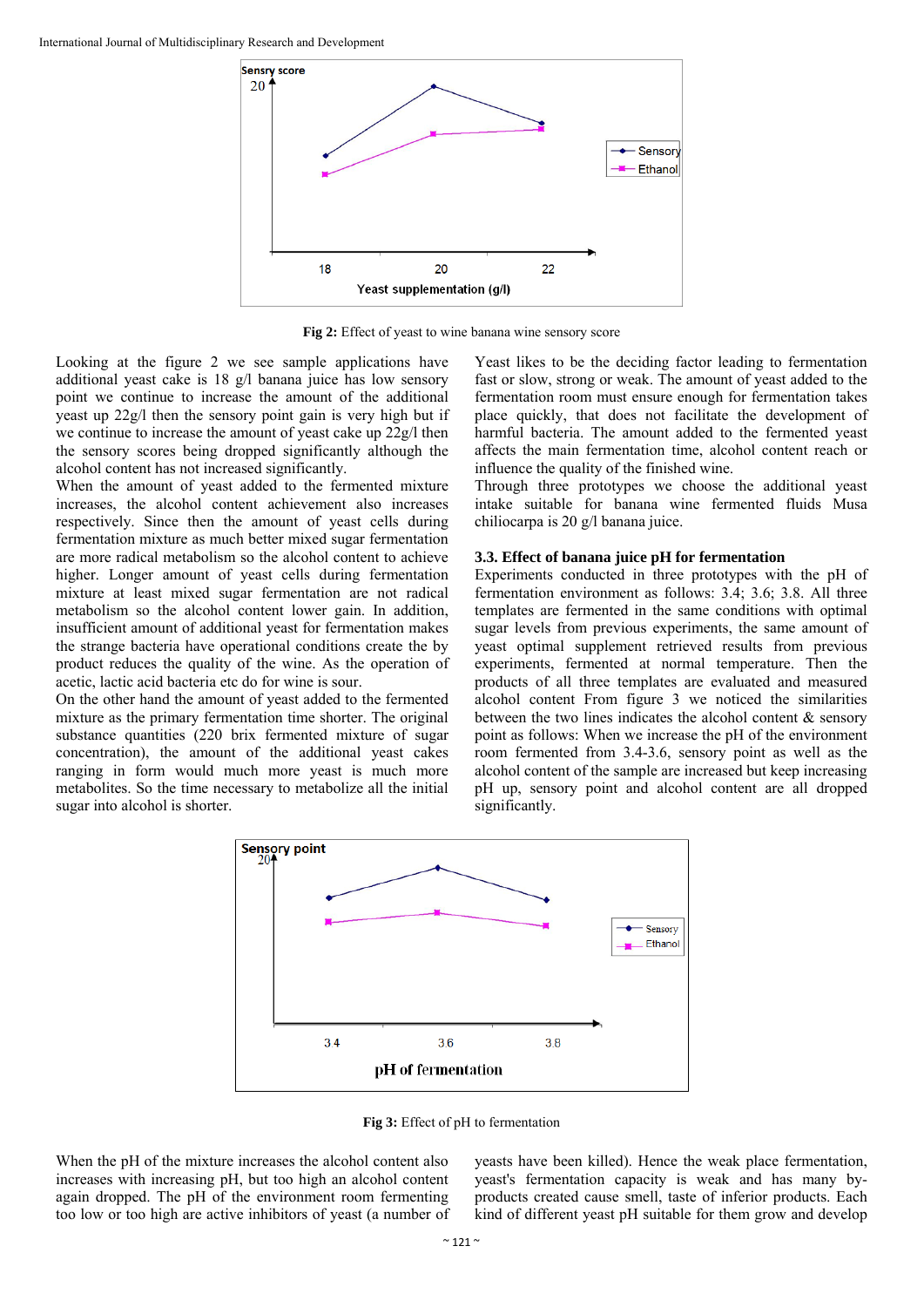Sensry score

20

Sensory

Ethanol

18

20

22

Yeast supplementation (g/l)

**Fig 2:** Effect of yeast to wine banana wine sensory score

Looking at the figure 2 we see sample applications have additional yeast cake is 18 g/l banana juice has low sensory point we continue to increase the amount of the additional yeast up 22g/l then the sensory point gain is very high but if we continue to increase the amount of yeast cake up 22g/l then the sensory scores being dropped significantly although the alcohol content has not increased significantly.

When the amount of yeast added to the fermented mixture increases, the alcohol content achievement also increases respectively. Since then the amount of yeast cells during fermentation mixture as much better mixed sugar fermentation are more radical metabolism so the alcohol content to achieve higher. Longer amount of yeast cells during fermentation mixture at least mixed sugar fermentation are not radical metabolism so the alcohol content lower gain. In addition, insufficient amount of additional yeast for fermentation makes the strange bacteria have operational conditions create the by product reduces the quality of the wine. As the operation of acetic, lactic acid bacteria etc do for wine is sour.

On the other hand the amount of yeast added to the fermented mixture as the primary fermentation time shorter. The original substance quantities (220 brix fermented mixture of sugar concentration), the amount of the additional yeast cakes ranging in form would much more yeast is much more metabolites. So the time necessary to metabolize all the initial sugar into alcohol is shorter.

Yeast likes to be the deciding factor leading to fermentation fast or slow, strong or weak. The amount of yeast added to the fermentation room must ensure enough for fermentation takes place quickly, that does not facilitate the development of harmful bacteria. The amount added to the fermented yeast affects the main fermentation time, alcohol content reach or influence the quality of the finished wine.

Through three prototypes we choose the additional yeast intake suitable for banana wine fermented fluids Musa chiliocarpa is 20 g/l banana juice.

### 3.3. Effect of banana juice pH for fermentation

Experiments conducted in three prototypes with the pH of fermentation environment as follows: 3.4; 3.6; 3.8. All three templates are fermented in the same conditions with optimal sugar levels from previous experiments, the same amount of yeast optimal supplement retrieved results from previous experiments, fermented at normal temperature. Then the products of all three templates are evaluated and measured alcohol content From figure 3 we noticed the similarities between the two lines indicates the alcohol content & sensory point as follows: When we increase the pH of the environment room fermented from 3.4-3.6, sensory point as well as the alcohol content of the sample are increased but keep increasing pH up, sensory point and alcohol content are all dropped significantly.

Sensory point

20

Sensory

Ethanol

3.4

3.6

3.8

pH of fermentation

**Fig 3:** Effect of pH to fermentation

When the pH of the mixture increases the alcohol content also increases with increasing pH, but too high an alcohol content again dropped. The pH of the environment room fermenting too low or too high are active inhibitors of yeast (a number of yeasts have been killed). Hence the weak place fermentation, yeast's fermentation capacity is weak and has many by-products created cause smell, taste of inferior products. Each kind of different yeast pH suitable for them grow and develop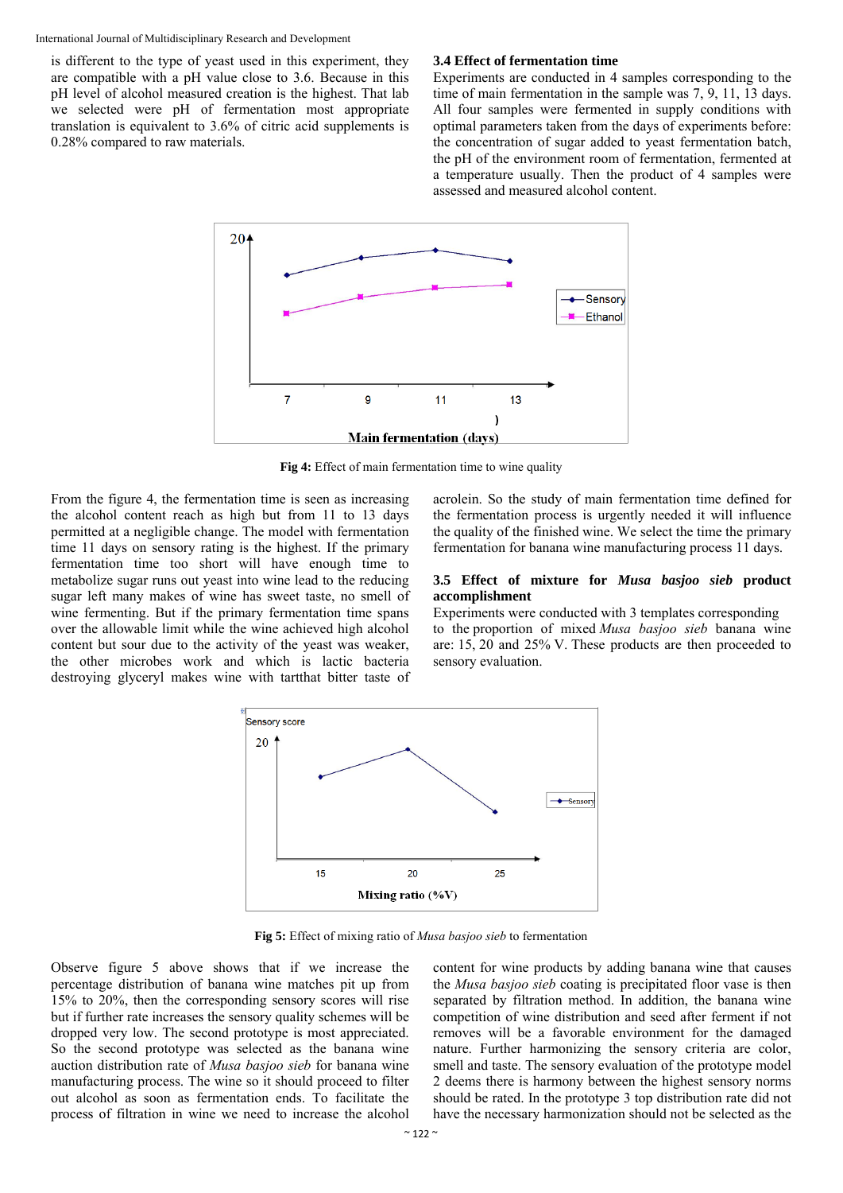is different to the type of yeast used in this experiment, they are compatible with a pH value close to 3.6. Because in this pH level of alcohol measured creation is the highest. That lab we selected were pH of fermentation most appropriate translation is equivalent to 3.6% of citric acid supplements is 0.28% compared to raw materials.

### 3.4 Effect of fermentation time

Experiments are conducted in 4 samples corresponding to the time of main fermentation in the sample was 7, 9, 11, 13 days. All four samples were fermented in supply conditions with optimal parameters taken from the days of experiments before: the concentration of sugar added to yeast fermentation batch, the pH of the environment room of fermentation, fermented at a temperature usually. Then the product of 4 samples were assessed and measured alcohol content.

20

Sensory

Ethanol

7

9

11

13

)

Main fermentation (days)

**Fig 4:** Effect of main fermentation time to wine quality

From the figure 4, the fermentation time is seen as increasing the alcohol content reach as high but from 11 to 13 days permitted at a negligible change. The model with fermentation time 11 days on sensory rating is the highest. If the primary fermentation time too short will have enough time to metabolize sugar runs out yeast into wine lead to the reducing sugar left many makes of wine has sweet taste, no smell of wine fermenting. But if the primary fermentation time spans over the allowable limit while the wine achieved high alcohol content but sour due to the activity of the yeast was weaker, the other microbes work and which is lactic bacteria destroying glyceryl makes wine with tartthat bitter taste of acrolein. So the study of main fermentation time defined for the fermentation process is urgently needed it will influence the quality of the finished wine. We select the time the primary fermentation for banana wine manufacturing process 11 days.

### 3.5 Effect of mixture for *Musa basjoo sieb* product accomplishment

Experiments were conducted with 3 templates corresponding to the proportion of mixed *Musa basjoo sieb* banana wine are: 15, 20 and 25% V. These products are then proceeded to sensory evaluation.

Sensory score

20

Sensory

15

20

25

Mixing ratio (%V)

**Fig 5:** Effect of mixing ratio of *Musa basjoo sieb* to fermentation

Observe figure 5 above shows that if we increase the percentage distribution of banana wine matches pit up from 15% to 20%, then the corresponding sensory scores will rise but if further rate increases the sensory quality schemes will be dropped very low. The second prototype is most appreciated. So the second prototype was selected as the banana wine auction distribution rate of *Musa basjoo sieb* for banana wine manufacturing process. The wine so it should proceed to filter out alcohol as soon as fermentation ends. To facilitate the process of filtration in wine we need to increase the alcohol content for wine products by adding banana wine that causes the *Musa basjoo sieb* coating is precipitated floor vase is then separated by filtration method. In addition, the banana wine competition of wine distribution and seed after ferment if not removes will be a favorable environment for the damaged nature. Further harmonizing the sensory criteria are color, smell and taste. The sensory evaluation of the prototype model 2 deems there is harmony between the highest sensory norms should be rated. In the prototype 3 top distribution rate did not have the necessary harmonization should not be selected as the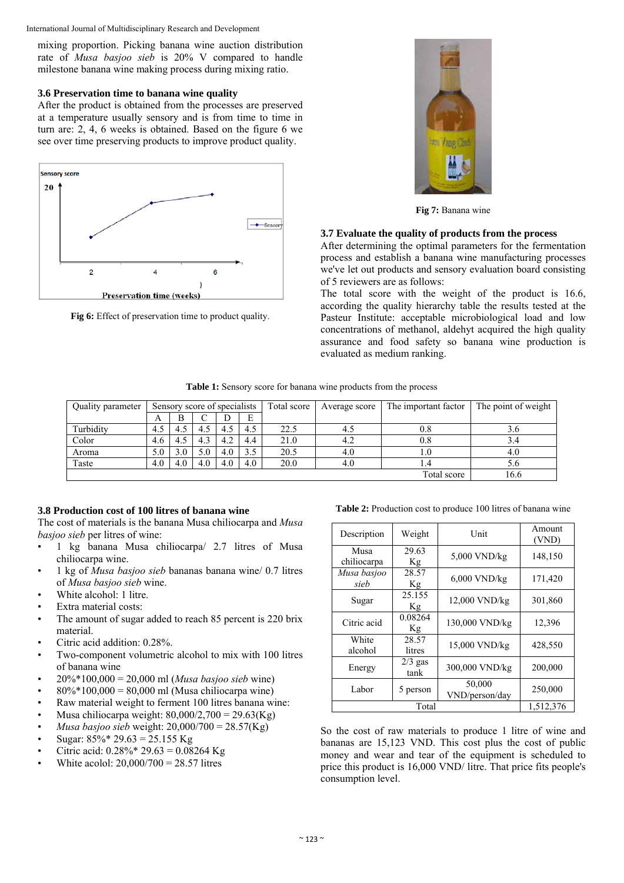mixing proportion. Picking banana wine auction distribution rate of *Musa basjoo sieb* is 20% V compared to handle milestone banana wine making process during mixing ratio.

### 3.6 Preservation time to banana wine quality

After the product is obtained from the processes are preserved at a temperature usually sensory and is from time to time in turn are: 2, 4, 6 weeks is obtained. Based on the figure 6 we see over time preserving products to improve product quality.

Sensory score
20
2
4
6
Preservation time (weeks)
Sensory

**Fig 6:** Effect of preservation time to product quality.

**Fig 7:** Banana wine

### 3.7 Evaluate the quality of products from the process

After determining the optimal parameters for the fermentation process and establish a banana wine manufacturing processes we've let out products and sensory evaluation board consisting of 5 reviewers are as follows:

The total score with the weight of the product is 16.6, according the quality hierarchy table the results tested at the Pasteur Institute: acceptable microbiological load and low concentrations of methanol, aldehyt acquired the high quality assurance and food safety so banana wine production is evaluated as medium ranking.

**Table 1:** Sensory score for banana wine products from the process

| Quality parameter | Sensory score of specialists | | | | | Total score | Average score | The important factor | The point of weight |
|---|---|---|---|---|---|---|---|---|---|
| | A | B | C | D | E | | | | |
| Turbidity | 4.5 | 4.5 | 4.5 | 4.5 | 4.5 | 22.5 | 4.5 | 0.8 | 3.6 |
| Color | 4.6 | 4.5 | 4.3 | 4.2 | 4.4 | 21.0 | 4.2 | 0.8 | 3.4 |
| Aroma | 5.0 | 3.0 | 5.0 | 4.0 | 3.5 | 20.5 | 4.0 | 1.0 | 4.0 |
| Taste | 4.0 | 4.0 | 4.0 | 4.0 | 4.0 | 20.0 | 4.0 | 1.4 | 5.6 |
| | | | | | | | | Total score | 16.6 |

### 3.8 Production cost of 100 litres of banana wine

The cost of materials is the banana Musa chiliocarpa and *Musa basjoo sieb* per litres of wine:

- 1 kg banana Musa chiliocarpa/ 2.7 litres of Musa chiliocarpa wine.
- 1 kg of *Musa basjoo sieb* bananas banana wine/ 0.7 litres of *Musa basjoo sieb* wine.
- White alcohol: 1 litre.
- Extra material costs:
- The amount of sugar added to reach 85 percent is 220 brix material.
- Citric acid addition: 0.28%.
- Two-component volumetric alcohol to mix with 100 litres of banana wine
- 20%*100,000 = 20,000 ml (*Musa basjoo sieb* wine)
- 80%*100,000 = 80,000 ml (Musa chiliocarpa wine)
- Raw material weight to ferment 100 litres banana wine:
- Musa chiliocarpa weight: 80,000/2,700 = 29.63(Kg)
- *Musa basjoo sieb* weight: 20,000/700 = 28.57(Kg)
- Sugar: 85%* 29.63 = 25.155 Kg
- Citric acid: 0.28%* 29.63 = 0.08264 Kg
- White acolol: 20,000/700 = 28.57 litres

**Table 2:** Production cost to produce 100 litres of banana wine

| Description | Weight | Unit | Amount (VND) |
|---|---|---|---|
| Musa chiliocarpa | 29.63 Kg | 5,000 VND/kg | 148,150 |
| *Musa basjoo sieb* | 28.57 Kg | 6,000 VND/kg | 171,420 |
| Sugar | 25.155 Kg | 12,000 VND/kg | 301,860 |
| Citric acid | 0.08264 Kg | 130,000 VND/kg | 12,396 |
| White alcohol | 28.57 litres | 15,000 VND/kg | 428,550 |
| Energy | 2/3 gas tank | 300,000 VND/kg | 200,000 |
| Labor | 5 person | 50,000 VND/person/day | 250,000 |
| Total | | | 1,512,376 |

So the cost of raw materials to produce 1 litre of wine and bananas are 15,123 VND. This cost plus the cost of public money and wear and tear of the equipment is scheduled to price this product is 16,000 VND/ litre. That price fits people's consumption level.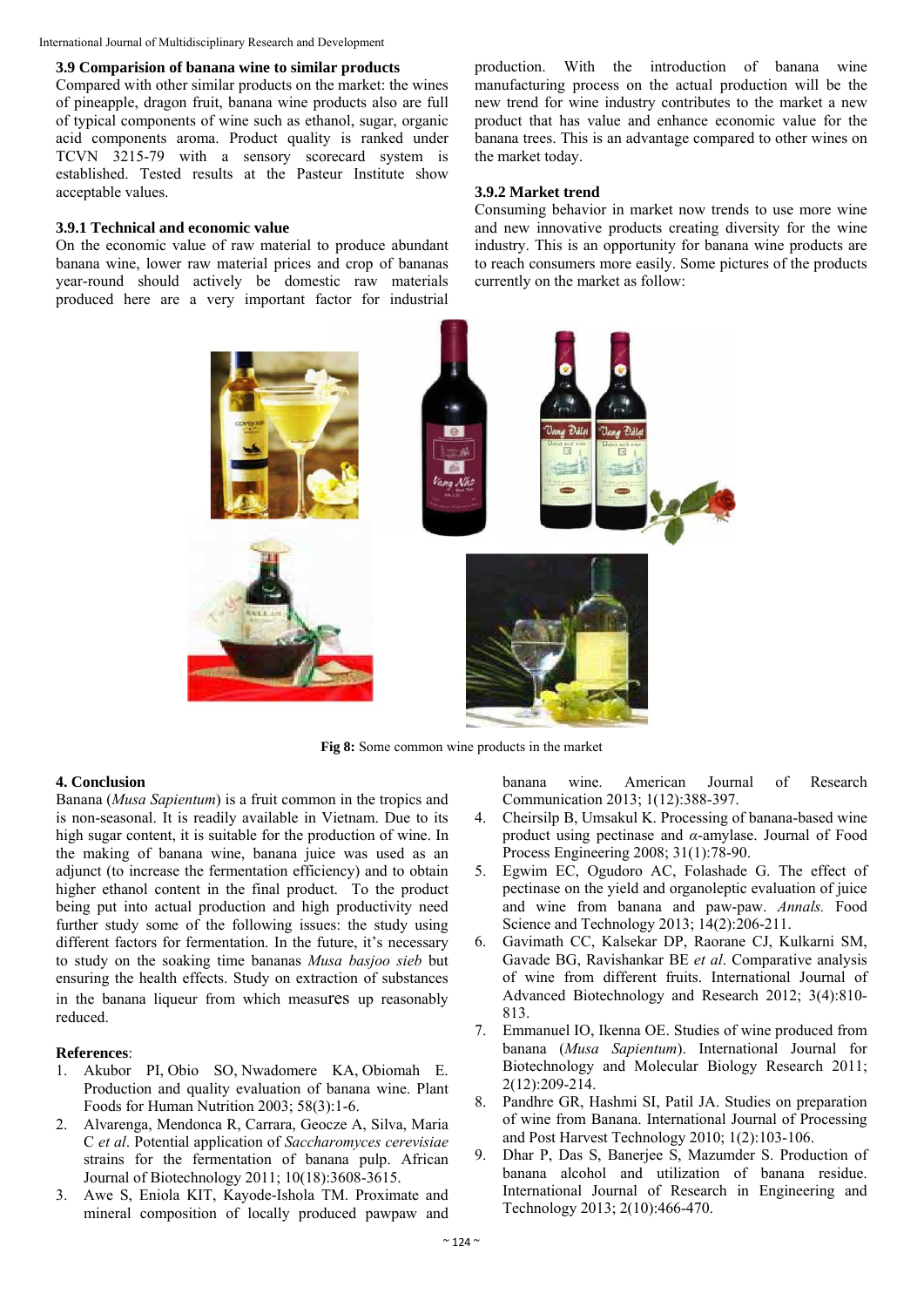### 3.9 Comparision of banana wine to similar products

Compared with other similar products on the market: the wines of pineapple, dragon fruit, banana wine products also are full of typical components of wine such as ethanol, sugar, organic acid components aroma. Product quality is ranked under TCVN 3215-79 with a sensory scorecard system is established. Tested results at the Pasteur Institute show acceptable values.

### 3.9.1 Technical and economic value

On the economic value of raw material to produce abundant banana wine, lower raw material prices and crop of bananas year-round should actively be domestic raw materials produced here are a very important factor for industrial production. With the introduction of banana wine manufacturing process on the actual production will be the new trend for wine industry contributes to the market a new product that has value and enhance economic value for the banana trees. This is an advantage compared to other wines on the market today.

### 3.9.2 Market trend

Consuming behavior in market now trends to use more wine and new innovative products creating diversity for the wine industry. This is an opportunity for banana wine products are to reach consumers more easily. Some pictures of the products currently on the market as follow:

**Fig 8:** Some common wine products in the market

## 4. Conclusion

Banana (*Musa Sapientum*) is a fruit common in the tropics and is non-seasonal. It is readily available in Vietnam. Due to its high sugar content, it is suitable for the production of wine. In the making of banana wine, banana juice was used as an adjunct (to increase the fermentation efficiency) and to obtain higher ethanol content in the final product. To the product being put into actual production and high productivity need further study some of the following issues: the study using different factors for fermentation. In the future, it's necessary to study on the soaking time bananas *Musa basjoo sieb* but ensuring the health effects. Study on extraction of substances in the banana liqueur from which measures up reasonably reduced.

**References**:

1. Akubor PI, Obio SO, Nwadomere KA, Obiomah E. Production and quality evaluation of banana wine. Plant Foods for Human Nutrition 2003; 58(3):1-6.
2. Alvarenga, Mendonca R, Carrara, Geocze A, Silva, Maria C *et al*. Potential application of *Saccharomyces cerevisiae* strains for the fermentation of banana pulp. African Journal of Biotechnology 2011; 10(18):3608-3615.
3. Awe S, Eniola KIT, Kayode-Ishola TM. Proximate and mineral composition of locally produced pawpaw and banana wine. American Journal of Research Communication 2013; 1(12):388-397.
4. Cheirsilp B, Umsakul K. Processing of banana-based wine product using pectinase and $\alpha$-amylase. Journal of Food Process Engineering 2008; 31(1):78-90.
5. Egwim EC, Ogudoro AC, Folashade G. The effect of pectinase on the yield and organoleptic evaluation of juice and wine from banana and paw-paw. *Annals.* Food Science and Technology 2013; 14(2):206-211.
6. Gavimath CC, Kalsekar DP, Raorane CJ, Kulkarni SM, Gavade BG, Ravishankar BE *et al*. Comparative analysis of wine from different fruits. International Journal of Advanced Biotechnology and Research 2012; 3(4):810-813.
7. Emmanuel IO, Ikenna OE. Studies of wine produced from banana (*Musa Sapientum*). International Journal for Biotechnology and Molecular Biology Research 2011; 2(12):209-214.
8. Pandhre GR, Hashmi SI, Patil JA. Studies on preparation of wine from Banana. International Journal of Processing and Post Harvest Technology 2010; 1(2):103-106.
9. Dhar P, Das S, Banerjee S, Mazumder S. Production of banana alcohol and utilization of banana residue. International Journal of Research in Engineering and Technology 2013; 2(10):466-470.